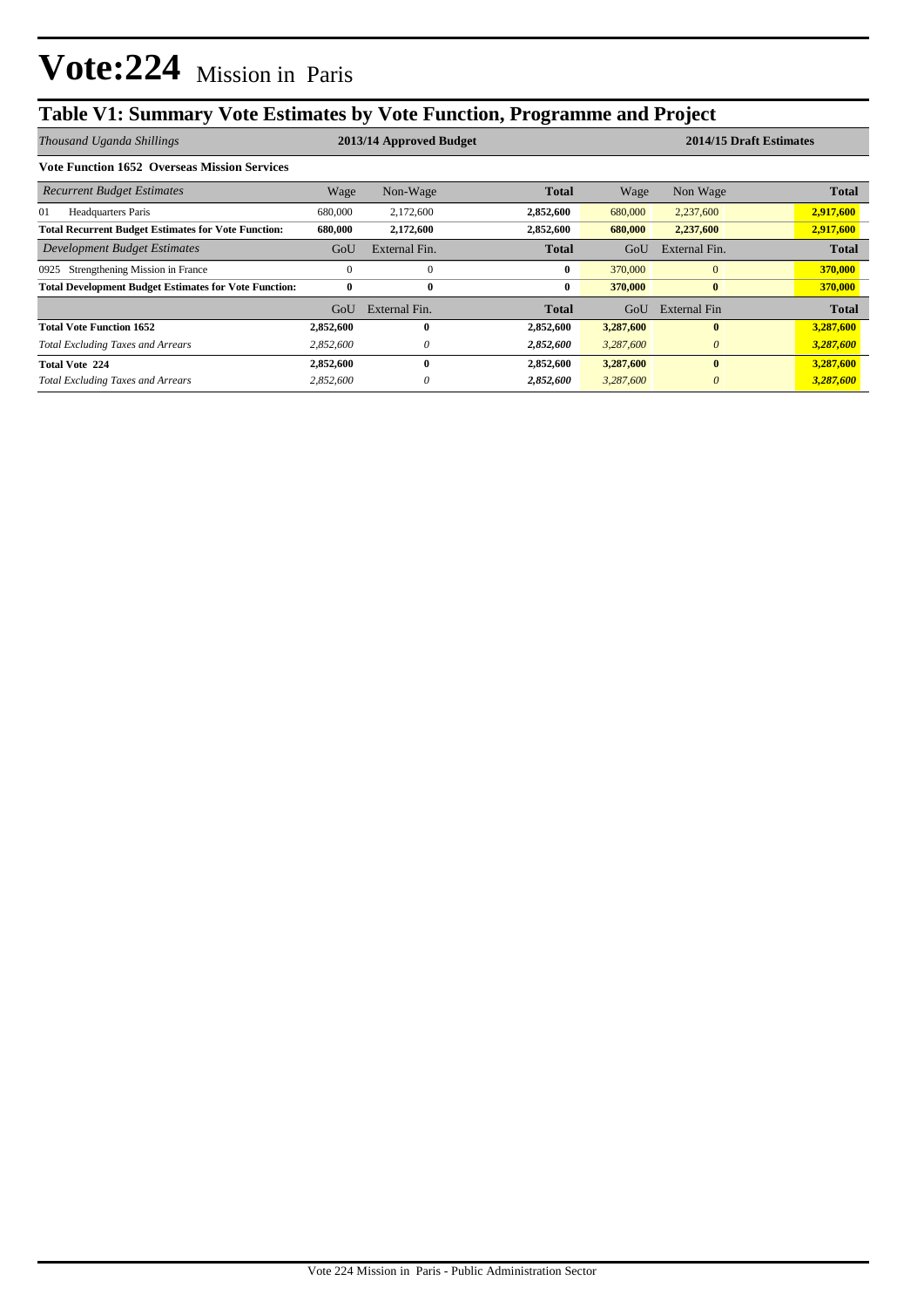# Vote:224 Mission in Paris

## Table V1: Summary Vote Estimates by Vote Function, Programme and Project

| *Thousand Uganda Shillings* | 2013/14 Approved Budget | | | 2014/15 Draft Estimates | | |
|---|---|---|---|---|---|---|
| **Vote Function 1652 Overseas Mission Services** | | | | | | |
| *Recurrent Budget Estimates* | Wage | Non-Wage | **Total** | Wage | Non Wage | **Total** |
| 01 Headquarters Paris | 680,000 | 2,172,600 | **2,852,600** | 680,000 | 2,237,600 | **2,917,600** |
| **Total Recurrent Budget Estimates for Vote Function:** | **680,000** | **2,172,600** | **2,852,600** | **680,000** | **2,237,600** | **2,917,600** |
| *Development Budget Estimates* | GoU | External Fin. | **Total** | GoU | External Fin. | **Total** |
| 0925 Strengthening Mission in France | 0 | 0 | **0** | 370,000 | 0 | **370,000** |
| **Total Development Budget Estimates for Vote Function:** | **0** | **0** | **0** | **370,000** | **0** | **370,000** |
| | GoU | External Fin. | **Total** | GoU | External Fin | **Total** |
| **Total Vote Function 1652** | **2,852,600** | **0** | **2,852,600** | **3,287,600** | **0** | **3,287,600** |
| *Total Excluding Taxes and Arrears* | *2,852,600* | *0* | ***2,852,600*** | *3,287,600* | *0* | ***3,287,600*** |
| **Total Vote 224** | **2,852,600** | **0** | **2,852,600** | **3,287,600** | **0** | **3,287,600** |
| *Total Excluding Taxes and Arrears* | *2,852,600* | *0* | ***2,852,600*** | *3,287,600* | *0* | ***3,287,600*** |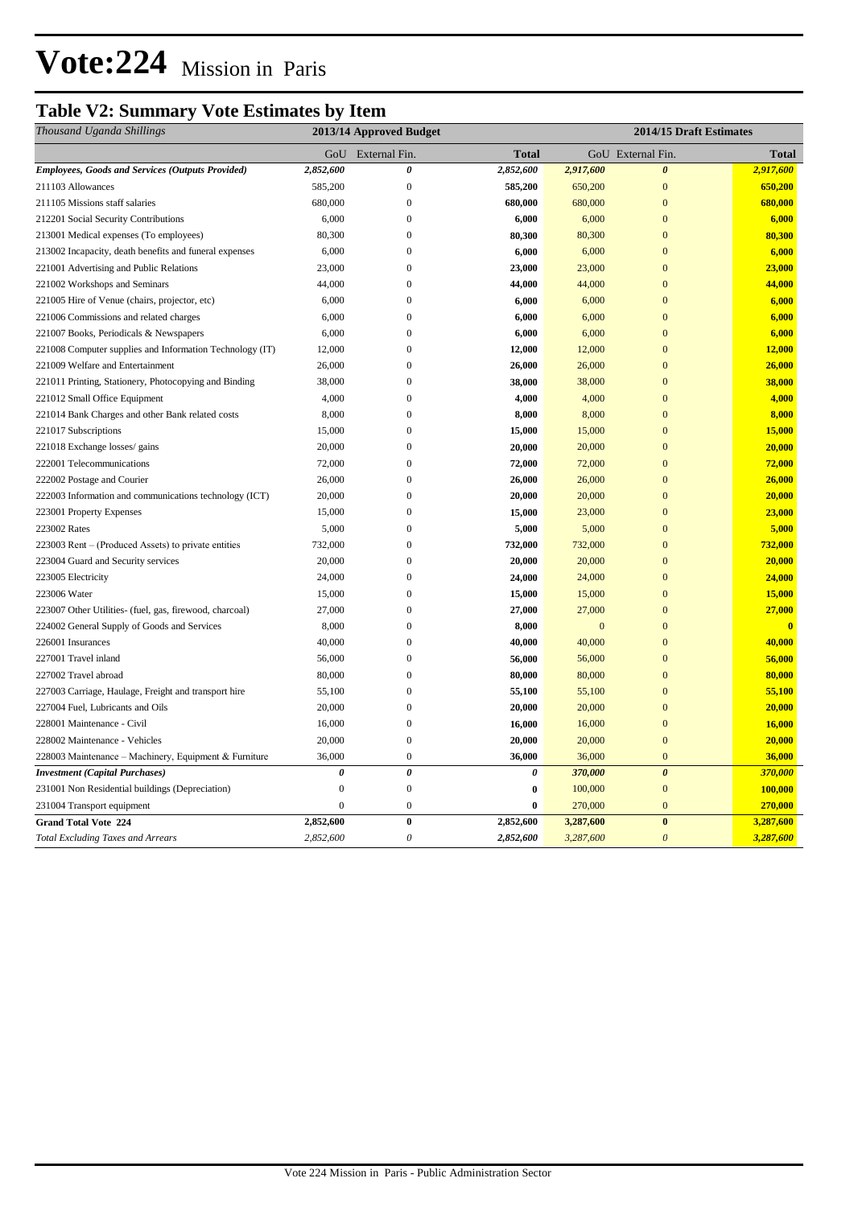# Vote:224 Mission in Paris

## Table V2: Summary Vote Estimates by Item

| *Thousand Uganda Shillings* | 2013/14 Approved Budget | | | 2014/15 Draft Estimates | | |
|---|---|---|---|---|---|---|
| | GoU | External Fin. | **Total** | GoU | External Fin. | **Total** |
| ***Employees, Goods and Services (Outputs Provided)*** | ***2,852,600*** | ***0*** | ***2,852,600*** | ***2,917,600*** | ***0*** | ***2,917,600*** |
| 211103 Allowances | 585,200 | 0 | **585,200** | 650,200 | 0 | **650,200** |
| 211105 Missions staff salaries | 680,000 | 0 | **680,000** | 680,000 | 0 | **680,000** |
| 212201 Social Security Contributions | 6,000 | 0 | **6,000** | 6,000 | 0 | **6,000** |
| 213001 Medical expenses (To employees) | 80,300 | 0 | **80,300** | 80,300 | 0 | **80,300** |
| 213002 Incapacity, death benefits and funeral expenses | 6,000 | 0 | **6,000** | 6,000 | 0 | **6,000** |
| 221001 Advertising and Public Relations | 23,000 | 0 | **23,000** | 23,000 | 0 | **23,000** |
| 221002 Workshops and Seminars | 44,000 | 0 | **44,000** | 44,000 | 0 | **44,000** |
| 221005 Hire of Venue (chairs, projector, etc) | 6,000 | 0 | **6,000** | 6,000 | 0 | **6,000** |
| 221006 Commissions and related charges | 6,000 | 0 | **6,000** | 6,000 | 0 | **6,000** |
| 221007 Books, Periodicals & Newspapers | 6,000 | 0 | **6,000** | 6,000 | 0 | **6,000** |
| 221008 Computer supplies and Information Technology (IT) | 12,000 | 0 | **12,000** | 12,000 | 0 | **12,000** |
| 221009 Welfare and Entertainment | 26,000 | 0 | **26,000** | 26,000 | 0 | **26,000** |
| 221011 Printing, Stationery, Photocopying and Binding | 38,000 | 0 | **38,000** | 38,000 | 0 | **38,000** |
| 221012 Small Office Equipment | 4,000 | 0 | **4,000** | 4,000 | 0 | **4,000** |
| 221014 Bank Charges and other Bank related costs | 8,000 | 0 | **8,000** | 8,000 | 0 | **8,000** |
| 221017 Subscriptions | 15,000 | 0 | **15,000** | 15,000 | 0 | **15,000** |
| 221018 Exchange losses/ gains | 20,000 | 0 | **20,000** | 20,000 | 0 | **20,000** |
| 222001 Telecommunications | 72,000 | 0 | **72,000** | 72,000 | 0 | **72,000** |
| 222002 Postage and Courier | 26,000 | 0 | **26,000** | 26,000 | 0 | **26,000** |
| 222003 Information and communications technology (ICT) | 20,000 | 0 | **20,000** | 20,000 | 0 | **20,000** |
| 223001 Property Expenses | 15,000 | 0 | **15,000** | 23,000 | 0 | **23,000** |
| 223002 Rates | 5,000 | 0 | **5,000** | 5,000 | 0 | **5,000** |
| 223003 Rent – (Produced Assets) to private entities | 732,000 | 0 | **732,000** | 732,000 | 0 | **732,000** |
| 223004 Guard and Security services | 20,000 | 0 | **20,000** | 20,000 | 0 | **20,000** |
| 223005 Electricity | 24,000 | 0 | **24,000** | 24,000 | 0 | **24,000** |
| 223006 Water | 15,000 | 0 | **15,000** | 15,000 | 0 | **15,000** |
| 223007 Other Utilities- (fuel, gas, firewood, charcoal) | 27,000 | 0 | **27,000** | 27,000 | 0 | **27,000** |
| 224002 General Supply of Goods and Services | 8,000 | 0 | **8,000** | 0 | 0 | **0** |
| 226001 Insurances | 40,000 | 0 | **40,000** | 40,000 | 0 | **40,000** |
| 227001 Travel inland | 56,000 | 0 | **56,000** | 56,000 | 0 | **56,000** |
| 227002 Travel abroad | 80,000 | 0 | **80,000** | 80,000 | 0 | **80,000** |
| 227003 Carriage, Haulage, Freight and transport hire | 55,100 | 0 | **55,100** | 55,100 | 0 | **55,100** |
| 227004 Fuel, Lubricants and Oils | 20,000 | 0 | **20,000** | 20,000 | 0 | **20,000** |
| 228001 Maintenance - Civil | 16,000 | 0 | **16,000** | 16,000 | 0 | **16,000** |
| 228002 Maintenance - Vehicles | 20,000 | 0 | **20,000** | 20,000 | 0 | **20,000** |
| 228003 Maintenance – Machinery, Equipment & Furniture | 36,000 | 0 | **36,000** | 36,000 | 0 | **36,000** |
| ***Investment (Capital Purchases)*** | ***0*** | ***0*** | ***0*** | ***370,000*** | ***0*** | ***370,000*** |
| 231001 Non Residential buildings (Depreciation) | 0 | 0 | **0** | 100,000 | 0 | **100,000** |
| 231004 Transport equipment | 0 | 0 | **0** | 270,000 | 0 | **270,000** |
| **Grand Total Vote 224** | **2,852,600** | **0** | **2,852,600** | **3,287,600** | **0** | **3,287,600** |
| *Total Excluding Taxes and Arrears* | *2,852,600* | *0* | *2,852,600* | *3,287,600* | *0* | *3,287,600* |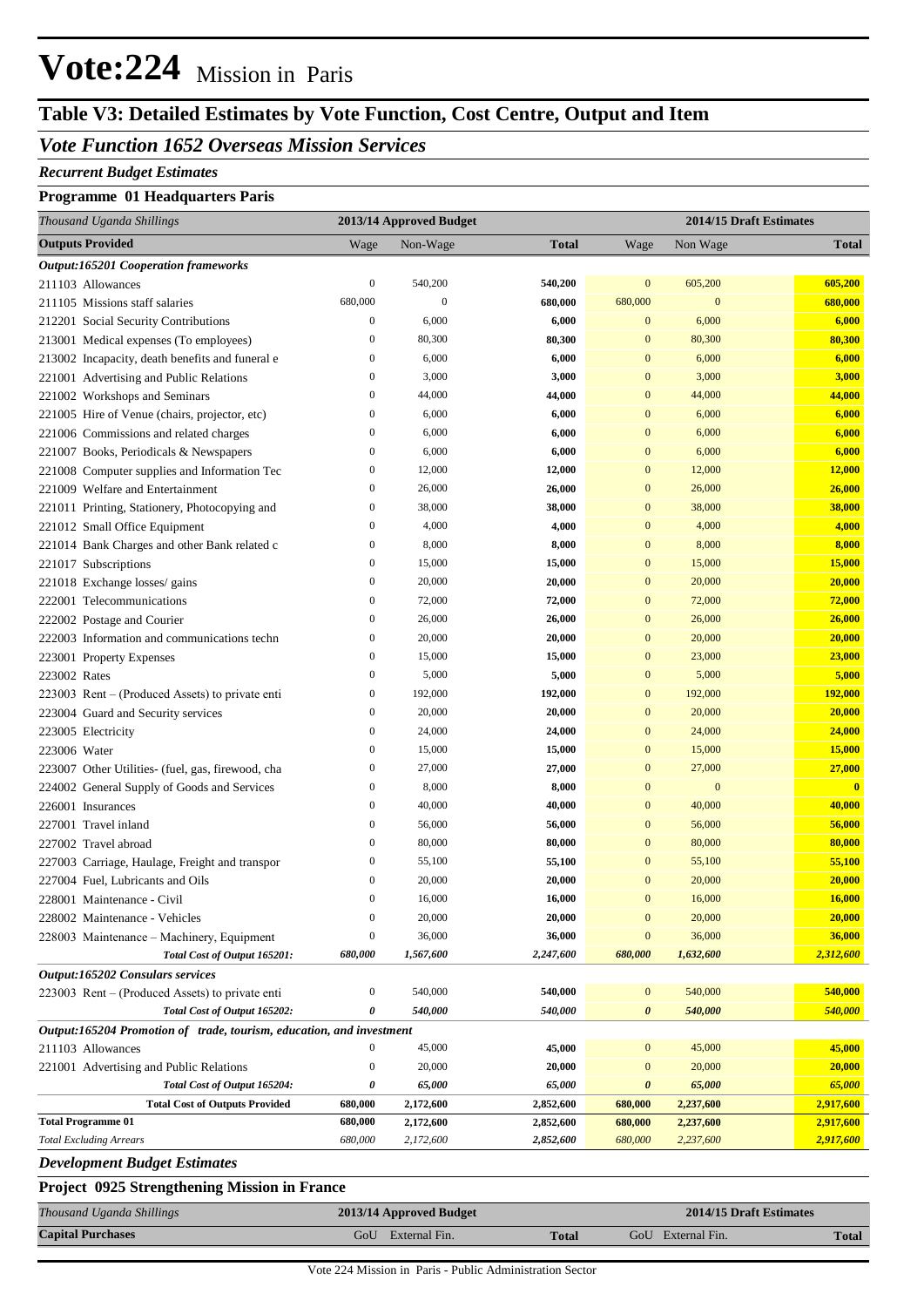# Vote:224 Mission in Paris

## Table V3: Detailed Estimates by Vote Function, Cost Centre, Output and Item

### *Vote Function 1652 Overseas Mission Services*

***Recurrent Budget Estimates***

**Programme 01 Headquarters Paris**

| *Thousand Uganda Shillings* | 2013/14 Approved Budget | | | 2014/15 Draft Estimates | | |
|---|---|---|---|---|---|---|
| **Outputs Provided** | Wage | Non-Wage | **Total** | Wage | Non Wage | **Total** |
| ***Output:165201 Cooperation frameworks*** | | | | | | |
| 211103 Allowances | 0 | 540,200 | **540,200** | 0 | 605,200 | **605,200** |
| 211105 Missions staff salaries | 680,000 | 0 | **680,000** | 680,000 | 0 | **680,000** |
| 212201 Social Security Contributions | 0 | 6,000 | **6,000** | 0 | 6,000 | **6,000** |
| 213001 Medical expenses (To employees) | 0 | 80,300 | **80,300** | 0 | 80,300 | **80,300** |
| 213002 Incapacity, death benefits and funeral e | 0 | 6,000 | **6,000** | 0 | 6,000 | **6,000** |
| 221001 Advertising and Public Relations | 0 | 3,000 | **3,000** | 0 | 3,000 | **3,000** |
| 221002 Workshops and Seminars | 0 | 44,000 | **44,000** | 0 | 44,000 | **44,000** |
| 221005 Hire of Venue (chairs, projector, etc) | 0 | 6,000 | **6,000** | 0 | 6,000 | **6,000** |
| 221006 Commissions and related charges | 0 | 6,000 | **6,000** | 0 | 6,000 | **6,000** |
| 221007 Books, Periodicals & Newspapers | 0 | 6,000 | **6,000** | 0 | 6,000 | **6,000** |
| 221008 Computer supplies and Information Tec | 0 | 12,000 | **12,000** | 0 | 12,000 | **12,000** |
| 221009 Welfare and Entertainment | 0 | 26,000 | **26,000** | 0 | 26,000 | **26,000** |
| 221011 Printing, Stationery, Photocopying and | 0 | 38,000 | **38,000** | 0 | 38,000 | **38,000** |
| 221012 Small Office Equipment | 0 | 4,000 | **4,000** | 0 | 4,000 | **4,000** |
| 221014 Bank Charges and other Bank related c | 0 | 8,000 | **8,000** | 0 | 8,000 | **8,000** |
| 221017 Subscriptions | 0 | 15,000 | **15,000** | 0 | 15,000 | **15,000** |
| 221018 Exchange losses/ gains | 0 | 20,000 | **20,000** | 0 | 20,000 | **20,000** |
| 222001 Telecommunications | 0 | 72,000 | **72,000** | 0 | 72,000 | **72,000** |
| 222002 Postage and Courier | 0 | 26,000 | **26,000** | 0 | 26,000 | **26,000** |
| 222003 Information and communications techn | 0 | 20,000 | **20,000** | 0 | 20,000 | **20,000** |
| 223001 Property Expenses | 0 | 15,000 | **15,000** | 0 | 23,000 | **23,000** |
| 223002 Rates | 0 | 5,000 | **5,000** | 0 | 5,000 | **5,000** |
| 223003 Rent – (Produced Assets) to private enti | 0 | 192,000 | **192,000** | 0 | 192,000 | **192,000** |
| 223004 Guard and Security services | 0 | 20,000 | **20,000** | 0 | 20,000 | **20,000** |
| 223005 Electricity | 0 | 24,000 | **24,000** | 0 | 24,000 | **24,000** |
| 223006 Water | 0 | 15,000 | **15,000** | 0 | 15,000 | **15,000** |
| 223007 Other Utilities- (fuel, gas, firewood, cha | 0 | 27,000 | **27,000** | 0 | 27,000 | **27,000** |
| 224002 General Supply of Goods and Services | 0 | 8,000 | **8,000** | 0 | 0 | **0** |
| 226001 Insurances | 0 | 40,000 | **40,000** | 0 | 40,000 | **40,000** |
| 227001 Travel inland | 0 | 56,000 | **56,000** | 0 | 56,000 | **56,000** |
| 227002 Travel abroad | 0 | 80,000 | **80,000** | 0 | 80,000 | **80,000** |
| 227003 Carriage, Haulage, Freight and transpor | 0 | 55,100 | **55,100** | 0 | 55,100 | **55,100** |
| 227004 Fuel, Lubricants and Oils | 0 | 20,000 | **20,000** | 0 | 20,000 | **20,000** |
| 228001 Maintenance - Civil | 0 | 16,000 | **16,000** | 0 | 16,000 | **16,000** |
| 228002 Maintenance - Vehicles | 0 | 20,000 | **20,000** | 0 | 20,000 | **20,000** |
| 228003 Maintenance – Machinery, Equipment | 0 | 36,000 | **36,000** | 0 | 36,000 | **36,000** |
| ***Total Cost of Output 165201:*** | ***680,000*** | ***1,567,600*** | ***2,247,600*** | ***680,000*** | ***1,632,600*** | ***2,312,600*** |
| ***Output:165202 Consulars services*** | | | | | | |
| 223003 Rent – (Produced Assets) to private enti | 0 | 540,000 | **540,000** | 0 | 540,000 | **540,000** |
| ***Total Cost of Output 165202:*** | ***0*** | ***540,000*** | ***540,000*** | ***0*** | ***540,000*** | ***540,000*** |
| ***Output:165204 Promotion of trade, tourism, education, and investment*** | | | | | | |
| 211103 Allowances | 0 | 45,000 | **45,000** | 0 | 45,000 | **45,000** |
| 221001 Advertising and Public Relations | 0 | 20,000 | **20,000** | 0 | 20,000 | **20,000** |
| ***Total Cost of Output 165204:*** | ***0*** | ***65,000*** | ***65,000*** | ***0*** | ***65,000*** | ***65,000*** |
| **Total Cost of Outputs Provided** | **680,000** | **2,172,600** | **2,852,600** | **680,000** | **2,237,600** | **2,917,600** |
| **Total Programme 01** | **680,000** | **2,172,600** | **2,852,600** | **680,000** | **2,237,600** | **2,917,600** |
| *Total Excluding Arrears* | *680,000* | *2,172,600* | *2,852,600* | *680,000* | *2,237,600* | *2,917,600* |

***Development Budget Estimates***

**Project 0925 Strengthening Mission in France**

| *Thousand Uganda Shillings* | 2013/14 Approved Budget | | | 2014/15 Draft Estimates | | |
|---|---|---|---|---|---|---|
| **Capital Purchases** | GoU | External Fin. | **Total** | GoU | External Fin. | **Total** |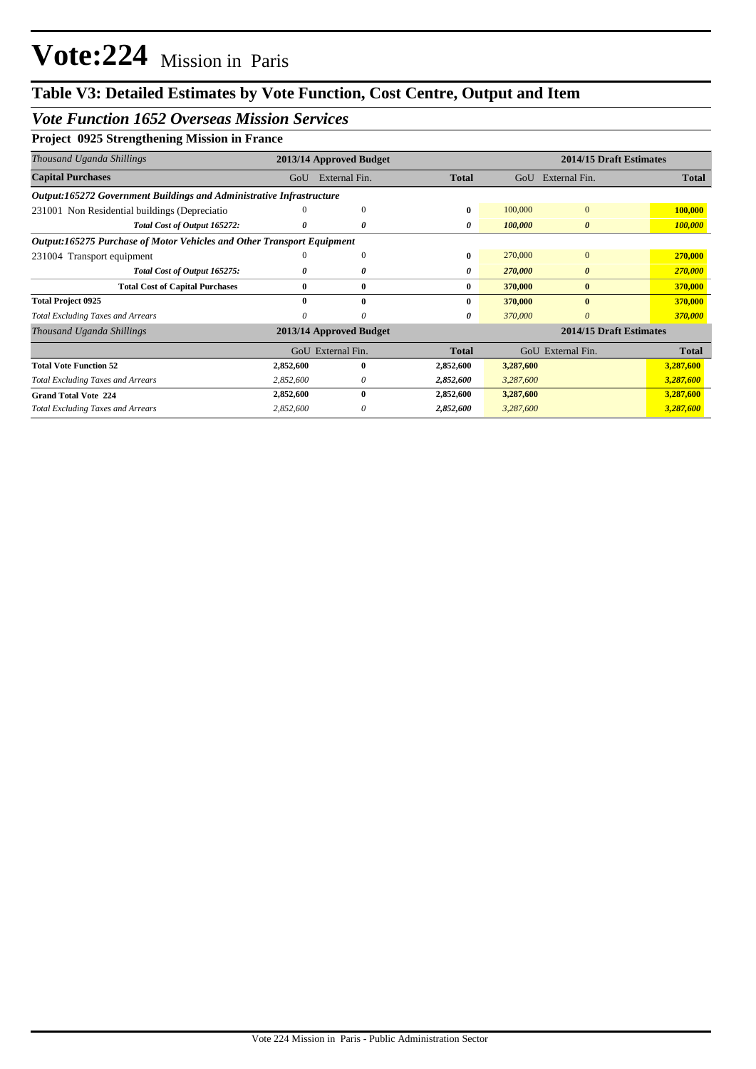# Vote:224 Mission in Paris

## Table V3: Detailed Estimates by Vote Function, Cost Centre, Output and Item

### *Vote Function 1652 Overseas Mission Services*

**Project 0925 Strengthening Mission in France**

| *Thousand Uganda Shillings* | 2013/14 Approved Budget | | | 2014/15 Draft Estimates | | |
|---|---|---|---|---|---|---|
| **Capital Purchases** | GoU | External Fin. | **Total** | GoU | External Fin. | **Total** |
| ***Output:165272 Government Buildings and Administrative Infrastructure*** | | | | | | |
| 231001 Non Residential buildings (Depreciatio | 0 | 0 | **0** | 100,000 | 0 | **100,000** |
| ***Total Cost of Output 165272:*** | ***0*** | ***0*** | ***0*** | ***100,000*** | ***0*** | ***100,000*** |
| ***Output:165275 Purchase of Motor Vehicles and Other Transport Equipment*** | | | | | | |
| 231004 Transport equipment | 0 | 0 | **0** | 270,000 | 0 | **270,000** |
| ***Total Cost of Output 165275:*** | ***0*** | ***0*** | ***0*** | ***270,000*** | ***0*** | ***270,000*** |
| **Total Cost of Capital Purchases** | **0** | **0** | **0** | **370,000** | **0** | **370,000** |
| **Total Project 0925** | **0** | **0** | **0** | **370,000** | **0** | **370,000** |
| *Total Excluding Taxes and Arrears* | *0* | *0* | ***0*** | *370,000* | *0* | ***370,000*** |

| *Thousand Uganda Shillings* | 2013/14 Approved Budget | | | 2014/15 Draft Estimates | | |
|---|---|---|---|---|---|---|
| | GoU | External Fin. | **Total** | GoU | External Fin. | **Total** |
| **Total Vote Function 52** | **2,852,600** | **0** | **2,852,600** | **3,287,600** | | **3,287,600** |
| *Total Excluding Taxes and Arrears* | *2,852,600* | *0* | ***2,852,600*** | *3,287,600* | | ***3,287,600*** |
| **Grand Total Vote 224** | **2,852,600** | **0** | **2,852,600** | **3,287,600** | | **3,287,600** |
| *Total Excluding Taxes and Arrears* | *2,852,600* | *0* | ***2,852,600*** | *3,287,600* | | ***3,287,600*** |